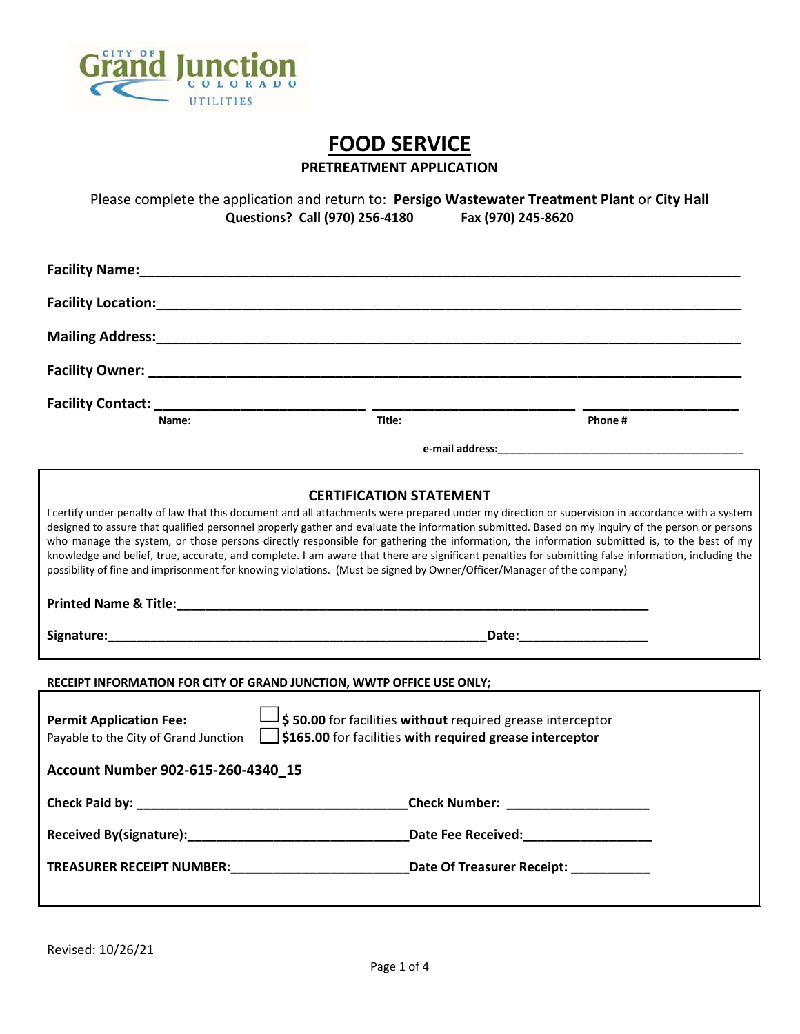City of Grand Junction Colorado Utilities

# FOOD SERVICE

## PRETREATMENT APPLICATION

Please complete the application and return to: **Persigo Wastewater Treatment Plant** or **City Hall**
**Questions? Call (970) 256-4180** **Fax (970) 245-8620**

**Facility Name:**\_\_\_\_\_\_\_\_\_\_\_\_\_\_\_\_\_\_\_\_\_\_\_\_\_\_\_\_\_\_\_\_\_\_\_\_\_\_\_\_

**Facility Location:**\_\_\_\_\_\_\_\_\_\_\_\_\_\_\_\_\_\_\_\_\_\_\_\_\_\_\_\_\_\_\_\_\_\_\_\_\_\_\_\_

**Mailing Address:**\_\_\_\_\_\_\_\_\_\_\_\_\_\_\_\_\_\_\_\_\_\_\_\_\_\_\_\_\_\_\_\_\_\_\_\_\_\_\_\_

**Facility Owner:** \_\_\_\_\_\_\_\_\_\_\_\_\_\_\_\_\_\_\_\_\_\_\_\_\_\_\_\_\_\_\_\_\_\_\_\_\_\_\_\_

**Facility Contact:** \_\_\_\_\_\_\_\_\_\_\_\_\_\_\_\_\_\_ \_\_\_\_\_\_\_\_\_\_\_\_\_\_\_\_\_\_ \_\_\_\_\_\_\_\_\_\_\_\_\_\_
**Name:** **Title:** **Phone #**

**e-mail address:**\_\_\_\_\_\_\_\_\_\_\_\_\_\_\_\_\_\_\_\_\_\_\_\_\_\_\_\_\_\_

### CERTIFICATION STATEMENT

I certify under penalty of law that this document and all attachments were prepared under my direction or supervision in accordance with a system designed to assure that qualified personnel properly gather and evaluate the information submitted. Based on my inquiry of the person or persons who manage the system, or those persons directly responsible for gathering the information, the information submitted is, to the best of my knowledge and belief, true, accurate, and complete. I am aware that there are significant penalties for submitting false information, including the possibility of fine and imprisonment for knowing violations. (Must be signed by Owner/Officer/Manager of the company)

**Printed Name & Title:**\_\_\_\_\_\_\_\_\_\_\_\_\_\_\_\_\_\_\_\_\_\_\_\_\_\_\_\_\_\_\_\_\_\_\_\_\_\_\_\_

**Signature:**\_\_\_\_\_\_\_\_\_\_\_\_\_\_\_\_\_\_\_\_\_\_\_\_\_\_\_\_\_\_\_\_**Date:**\_\_\_\_\_\_\_\_\_\_\_\_

**RECEIPT INFORMATION FOR CITY OF GRAND JUNCTION, WWTP OFFICE USE ONLY;**

**Permit Application Fee:**
Payable to the City of Grand Junction

☐ **$ 50.00** for facilities **without** required grease interceptor
☐ **$165.00 for facilities with required grease interceptor**

**Account Number 902-615-260-4340_15**

**Check Paid by:** \_\_\_\_\_\_\_\_\_\_\_\_\_\_\_\_\_\_\_\_\_\_\_\_\_\_**Check Number:** \_\_\_\_\_\_\_\_\_\_\_\_\_\_

**Received By(signature):**\_\_\_\_\_\_\_\_\_\_\_\_\_\_\_\_\_\_\_\_\_\_**Date Fee Received:**\_\_\_\_\_\_\_\_\_\_\_\_\_\_

**TREASURER RECEIPT NUMBER:**\_\_\_\_\_\_\_\_\_\_\_\_\_\_\_\_\_\_\_\_**Date Of Treasurer Receipt:** \_\_\_\_\_\_\_\_\_\_

Revised: 10/26/21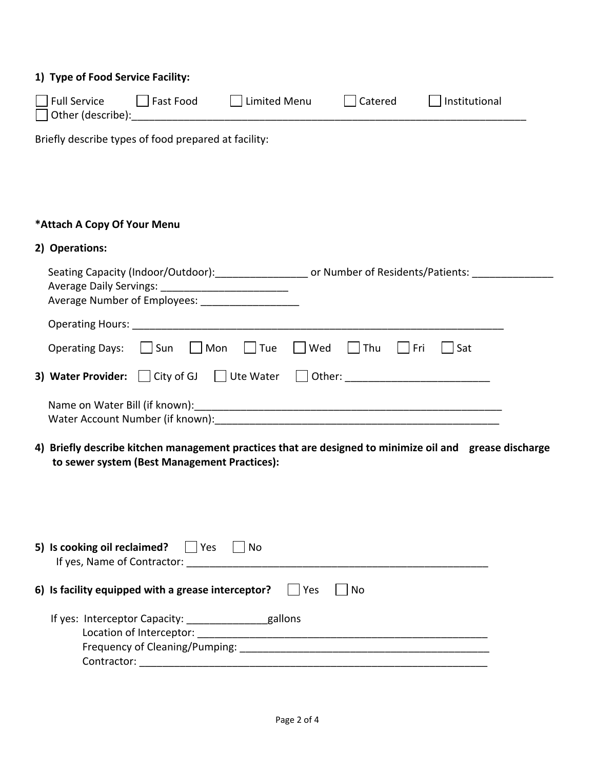**1) Type of Food Service Facility:**

☐ Full Service ☐ Fast Food ☐ Limited Menu ☐ Catered ☐ Institutional
☐ Other (describe):________________________________________________________________________

Briefly describe types of food prepared at facility:

**\*Attach A Copy Of Your Menu**

**2) Operations:**

Seating Capacity (Indoor/Outdoor):________________ or Number of Residents/Patients: ______________
Average Daily Servings: ______________________
Average Number of Employees: _________________

Operating Hours: ___________________________________________________________________

Operating Days: ☐ Sun ☐ Mon ☐ Tue ☐ Wed ☐ Thu ☐ Fri ☐ Sat

**3) Water Provider:** ☐ City of GJ ☐ Ute Water ☐ Other: ________________________

Name on Water Bill (if known):______________________________________________________
Water Account Number (if known):___________________________________________________

**4) Briefly describe kitchen management practices that are designed to minimize oil and grease discharge to sewer system (Best Management Practices):**

**5) Is cooking oil reclaimed?** ☐ Yes ☐ No
If yes, Name of Contractor: ____________________________________________________

**6) Is facility equipped with a grease interceptor?** ☐ Yes ☐ No

If yes: Interceptor Capacity: ______________gallons
Location of Interceptor: ___________________________________________________
Frequency of Cleaning/Pumping: ____________________________________________
Contractor: ______________________________________________________________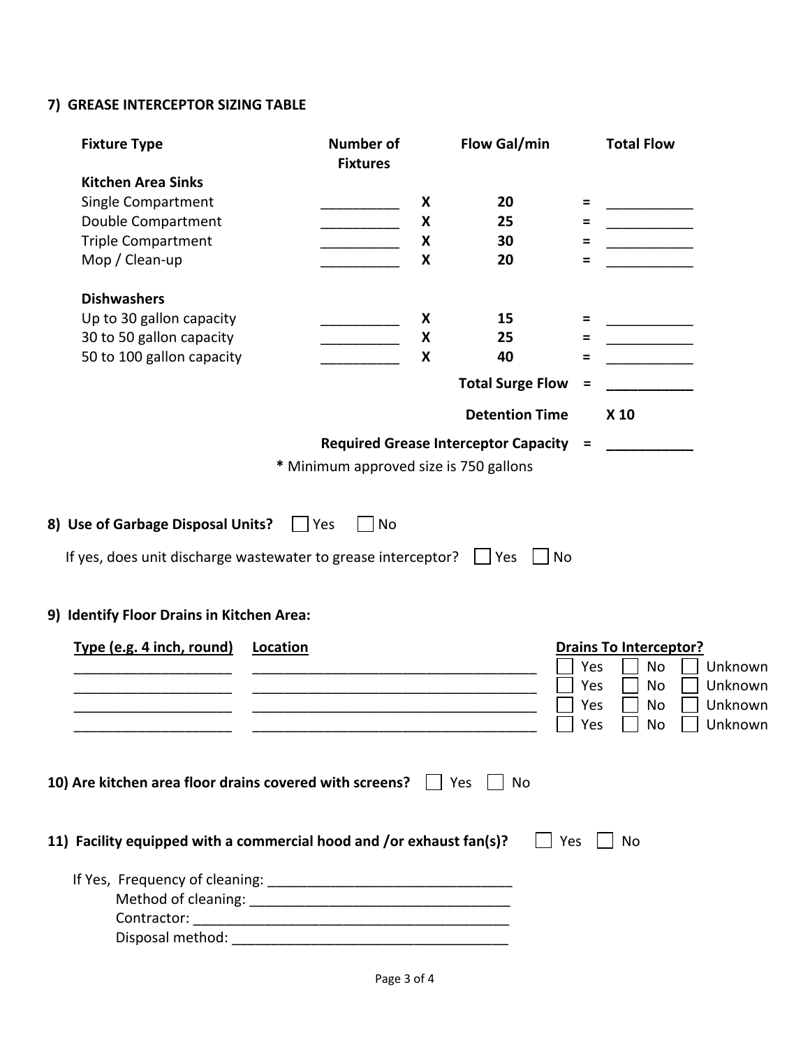## 7) GREASE INTERCEPTOR SIZING TABLE

| Fixture Type | Number of Fixtures | | Flow Gal/min | | Total Flow |
|---|---|---|---|---|---|
| **Kitchen Area Sinks** | | | | | |
| Single Compartment | __________ | X | 20 | = | ___________ |
| Double Compartment | __________ | X | 25 | = | ___________ |
| Triple Compartment | __________ | X | 30 | = | ___________ |
| Mop / Clean-up | __________ | X | 20 | = | ___________ |
| **Dishwashers** | | | | | |
| Up to 30 gallon capacity | __________ | X | 15 | = | ___________ |
| 30 to 50 gallon capacity | __________ | X | 25 | = | ___________ |
| 50 to 100 gallon capacity | __________ | X | 40 | = | ___________ |
| | | | **Total Surge Flow** | = | ___________ |
| | | | **Detention Time** | | **X 10** |
| | | | **Required Grease Interceptor Capacity** | = | ___________ |

**\*** Minimum approved size is 750 gallons

**8) Use of Garbage Disposal Units?** ☐ Yes ☐ No

If yes, does unit discharge wastewater to grease interceptor? ☐ Yes ☐ No

**9) Identify Floor Drains in Kitchen Area:**

| Type (e.g. 4 inch, round) | Location | Drains To Interceptor? |
|---|---|---|
| ____________________ | ____________________________________ | ☐ Yes ☐ No ☐ Unknown |
| ____________________ | ____________________________________ | ☐ Yes ☐ No ☐ Unknown |
| ____________________ | ____________________________________ | ☐ Yes ☐ No ☐ Unknown |
| ____________________ | ____________________________________ | ☐ Yes ☐ No ☐ Unknown |

**10) Are kitchen area floor drains covered with screens?** ☐ Yes ☐ No

**11) Facility equipped with a commercial hood and /or exhaust fan(s)?** ☐ Yes ☐ No

If Yes, Frequency of cleaning: ______________________________

Method of cleaning: ________________________________

Contractor: ________________________________________

Disposal method: __________________________________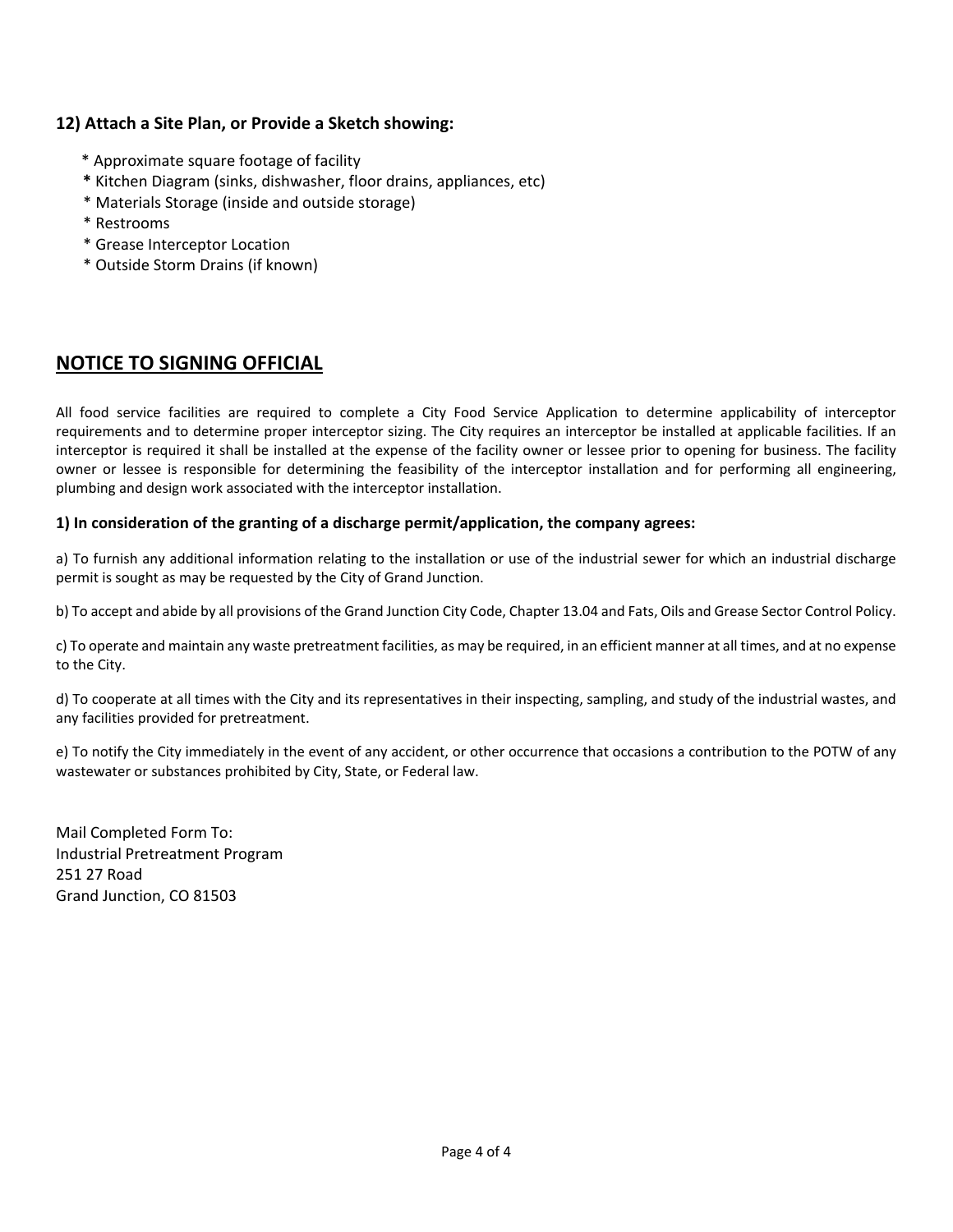**12) Attach a Site Plan, or Provide a Sketch showing:**

- Approximate square footage of facility
- Kitchen Diagram (sinks, dishwasher, floor drains, appliances, etc)
- Materials Storage (inside and outside storage)
- Restrooms
- Grease Interceptor Location
- Outside Storm Drains (if known)

## NOTICE TO SIGNING OFFICIAL

All food service facilities are required to complete a City Food Service Application to determine applicability of interceptor requirements and to determine proper interceptor sizing. The City requires an interceptor be installed at applicable facilities. If an interceptor is required it shall be installed at the expense of the facility owner or lessee prior to opening for business. The facility owner or lessee is responsible for determining the feasibility of the interceptor installation and for performing all engineering, plumbing and design work associated with the interceptor installation.

**1) In consideration of the granting of a discharge permit/application, the company agrees:**

a) To furnish any additional information relating to the installation or use of the industrial sewer for which an industrial discharge permit is sought as may be requested by the City of Grand Junction.

b) To accept and abide by all provisions of the Grand Junction City Code, Chapter 13.04 and Fats, Oils and Grease Sector Control Policy.

c) To operate and maintain any waste pretreatment facilities, as may be required, in an efficient manner at all times, and at no expense to the City.

d) To cooperate at all times with the City and its representatives in their inspecting, sampling, and study of the industrial wastes, and any facilities provided for pretreatment.

e) To notify the City immediately in the event of any accident, or other occurrence that occasions a contribution to the POTW of any wastewater or substances prohibited by City, State, or Federal law.

Mail Completed Form To:
Industrial Pretreatment Program
251 27 Road
Grand Junction, CO 81503